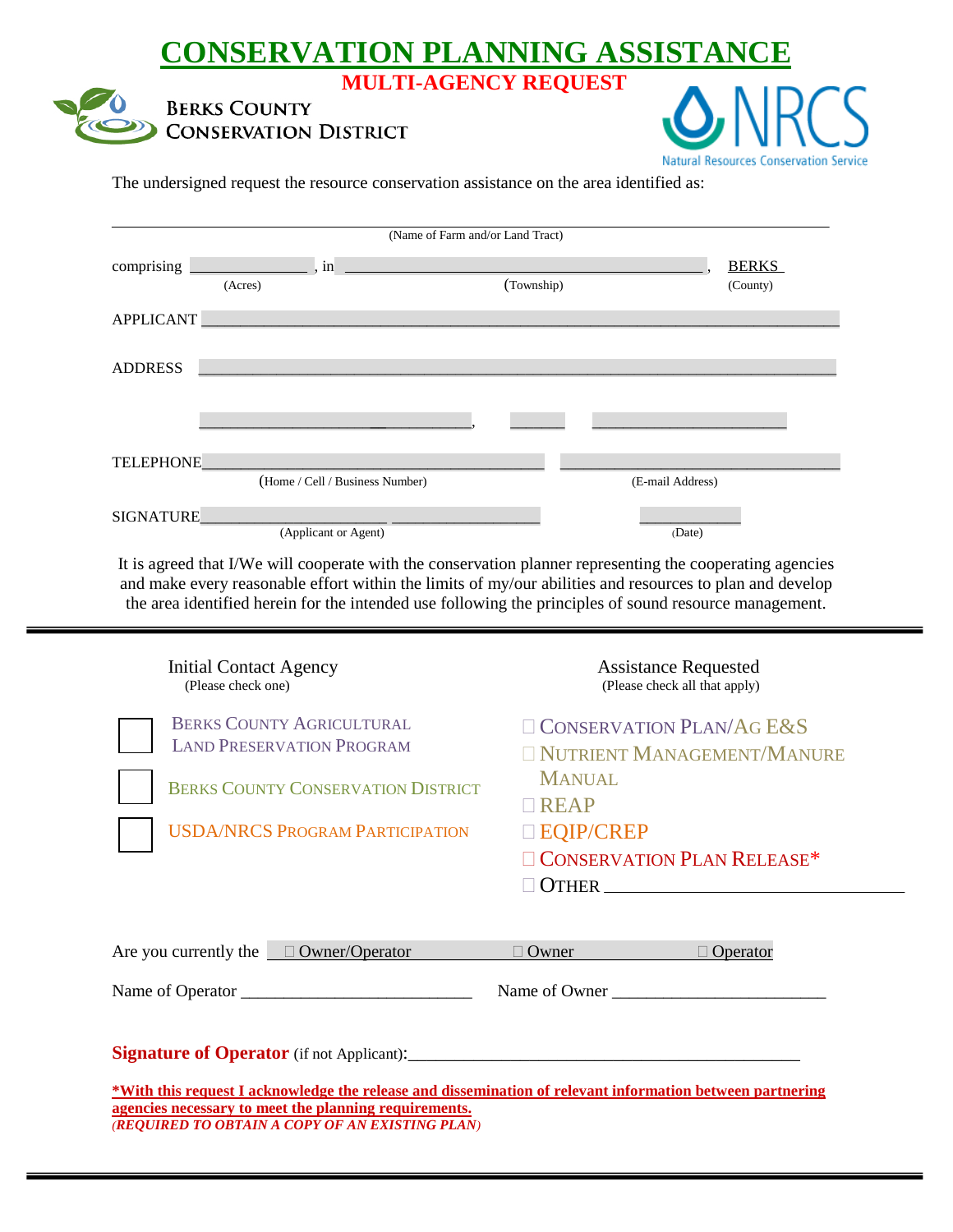# CONSERVATION PLANNING ASSISTANCE

## MULTI-AGENCY REQUEST

BERKS COUNTY CONSERVATION DISTRICT

NRCS Natural Resources Conservation Service

The undersigned request the resource conservation assistance on the area identified as:

_______________________________________________
(Name of Farm and/or Land Tract)

comprising ______________ , in ____________________________________ , BERKS
(Acres) (Township) (County)

APPLICANT ____________________________________________

ADDRESS ____________________________________________

______________________ , ______ ______________

TELEPHONE______________________ ______________________
(Home / Cell / Business Number) (E-mail Address)

SIGNATURE______________________ ______________
(Applicant or Agent) (Date)

It is agreed that I/We will cooperate with the conservation planner representing the cooperating agencies and make every reasonable effort within the limits of my/our abilities and resources to plan and develop the area identified herein for the intended use following the principles of sound resource management.

---

**Initial Contact Agency**
(Please check one)

- ☐ BERKS COUNTY AGRICULTURAL LAND PRESERVATION PROGRAM
- ☐ BERKS COUNTY CONSERVATION DISTRICT
- ☐ USDA/NRCS PROGRAM PARTICIPATION

**Assistance Requested**
(Please check all that apply)

- ☐ CONSERVATION PLAN/AG E&S
- ☐ NUTRIENT MANAGEMENT/MANURE MANUAL
- ☐ REAP
- ☐ EQIP/CREP
- ☐ CONSERVATION PLAN RELEASE*
- ☐ OTHER ______________________

Are you currently the ☐ Owner/Operator ☐ Owner ☐ Operator

Name of Operator ______________________ Name of Owner ______________________

**Signature of Operator** (if not Applicant):______________________________________

***With this request I acknowledge the release and dissemination of relevant information between partnering agencies necessary to meet the planning requirements.***
***(REQUIRED TO OBTAIN A COPY OF AN EXISTING PLAN)***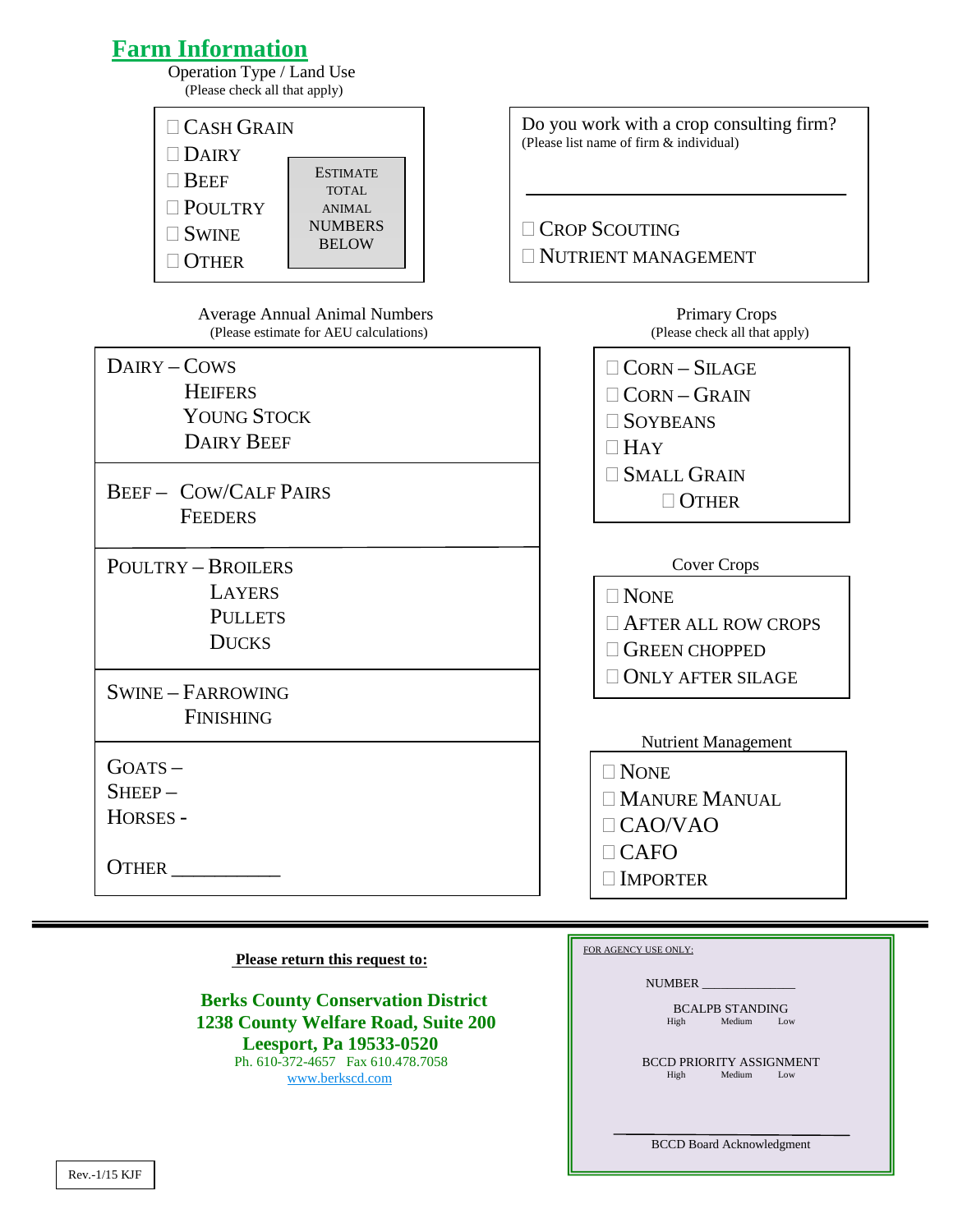## Farm Information

Operation Type / Land Use
(Please check all that apply)

- ☐ CASH GRAIN
- ☐ DAIRY
- ☐ BEEF
- ☐ POULTRY
- ☐ SWINE
- ☐ OTHER

ESTIMATE TOTAL ANIMAL NUMBERS BELOW

Do you work with a crop consulting firm?
(Please list name of firm & individual)

______________________________

- ☐ CROP SCOUTING
- ☐ NUTRIENT MANAGEMENT

Average Annual Animal Numbers
(Please estimate for AEU calculations)

DAIRY – COWS
HEIFERS
YOUNG STOCK
DAIRY BEEF

BEEF – COW/CALF PAIRS
FEEDERS

POULTRY – BROILERS
LAYERS
PULLETS
DUCKS

SWINE – FARROWING
FINISHING

GOATS –
SHEEP –
HORSES -

OTHER ___________

Primary Crops
(Please check all that apply)

- ☐ CORN – SILAGE
- ☐ CORN – GRAIN
- ☐ SOYBEANS
- ☐ HAY
- ☐ SMALL GRAIN
- ☐ OTHER

Cover Crops

- ☐ NONE
- ☐ AFTER ALL ROW CROPS
- ☐ GREEN CHOPPED
- ☐ ONLY AFTER SILAGE

Nutrient Management

- ☐ NONE
- ☐ MANURE MANUAL
- ☐ CAO/VAO
- ☐ CAFO
- ☐ IMPORTER

**Please return this request to:**

**Berks County Conservation District**
**1238 County Welfare Road, Suite 200**
**Leesport, Pa 19533-0520**
Ph. 610-372-4657 Fax 610.478.7058
www.berkscd.com

FOR AGENCY USE ONLY:

NUMBER _____________

BCALPB STANDING
High Medium Low

BCCD PRIORITY ASSIGNMENT
High Medium Low

______________________________
BCCD Board Acknowledgment

Rev.-1/15 KJF